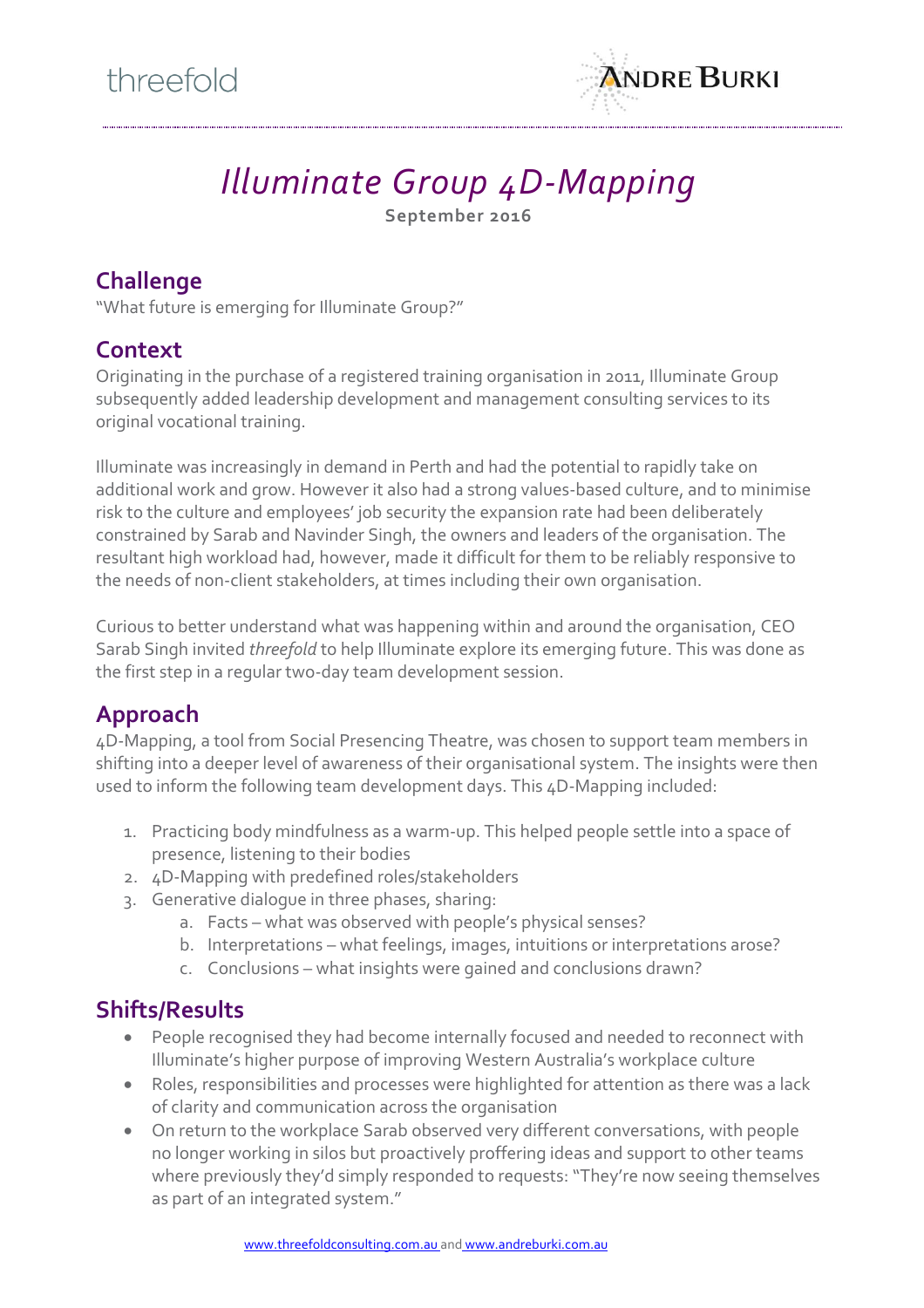threefold

ANDRE BURKI

# *Illuminate Group 4D-Mapping*

**September 2016**

## Challenge

"What future is emerging for Illuminate Group?"

## Context

Originating in the purchase of a registered training organisation in 2011, Illuminate Group subsequently added leadership development and management consulting services to its original vocational training.

Illuminate was increasingly in demand in Perth and had the potential to rapidly take on additional work and grow. However it also had a strong values-based culture, and to minimise risk to the culture and employees' job security the expansion rate had been deliberately constrained by Sarab and Navinder Singh, the owners and leaders of the organisation. The resultant high workload had, however, made it difficult for them to be reliably responsive to the needs of non-client stakeholders, at times including their own organisation.

Curious to better understand what was happening within and around the organisation, CEO Sarab Singh invited *threefold* to help Illuminate explore its emerging future. This was done as the first step in a regular two-day team development session.

## Approach

4D-Mapping, a tool from Social Presencing Theatre, was chosen to support team members in shifting into a deeper level of awareness of their organisational system. The insights were then used to inform the following team development days. This 4D-Mapping included:

1. Practicing body mindfulness as a warm-up. This helped people settle into a space of presence, listening to their bodies
2. 4D-Mapping with predefined roles/stakeholders
3. Generative dialogue in three phases, sharing:
   a. Facts – what was observed with people's physical senses?
   b. Interpretations – what feelings, images, intuitions or interpretations arose?
   c. Conclusions – what insights were gained and conclusions drawn?

## Shifts/Results

- People recognised they had become internally focused and needed to reconnect with Illuminate's higher purpose of improving Western Australia's workplace culture
- Roles, responsibilities and processes were highlighted for attention as there was a lack of clarity and communication across the organisation
- On return to the workplace Sarab observed very different conversations, with people no longer working in silos but proactively proffering ideas and support to other teams where previously they'd simply responded to requests: "They're now seeing themselves as part of an integrated system."

www.threefoldconsulting.com.au and www.andreburki.com.au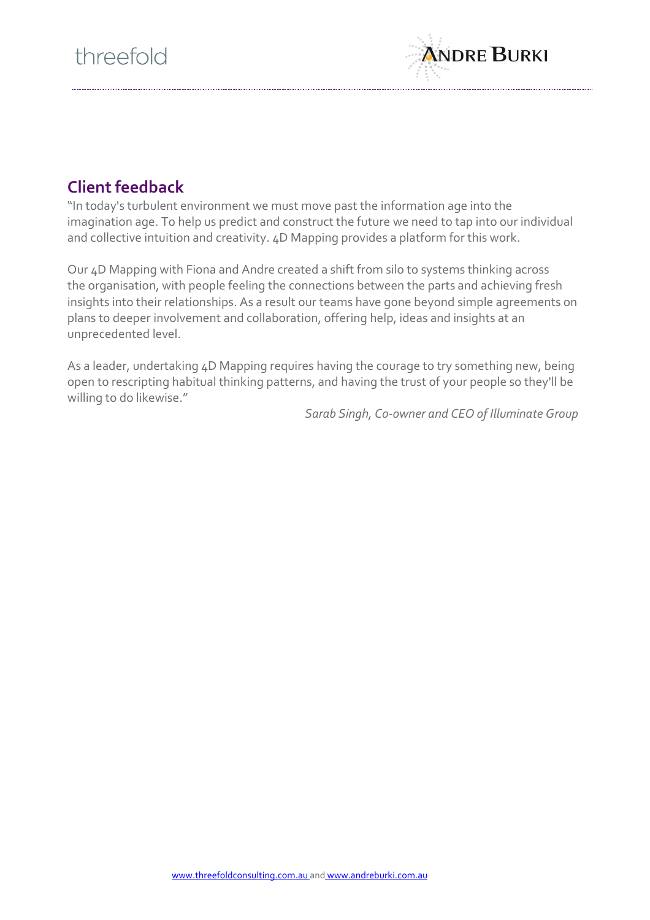## Client feedback

"In today's turbulent environment we must move past the information age into the imagination age. To help us predict and construct the future we need to tap into our individual and collective intuition and creativity. 4D Mapping provides a platform for this work.

Our 4D Mapping with Fiona and Andre created a shift from silo to systems thinking across the organisation, with people feeling the connections between the parts and achieving fresh insights into their relationships. As a result our teams have gone beyond simple agreements on plans to deeper involvement and collaboration, offering help, ideas and insights at an unprecedented level.

As a leader, undertaking 4D Mapping requires having the courage to try something new, being open to rescripting habitual thinking patterns, and having the trust of your people so they'll be willing to do likewise."

*Sarab Singh, Co-owner and CEO of Illuminate Group*